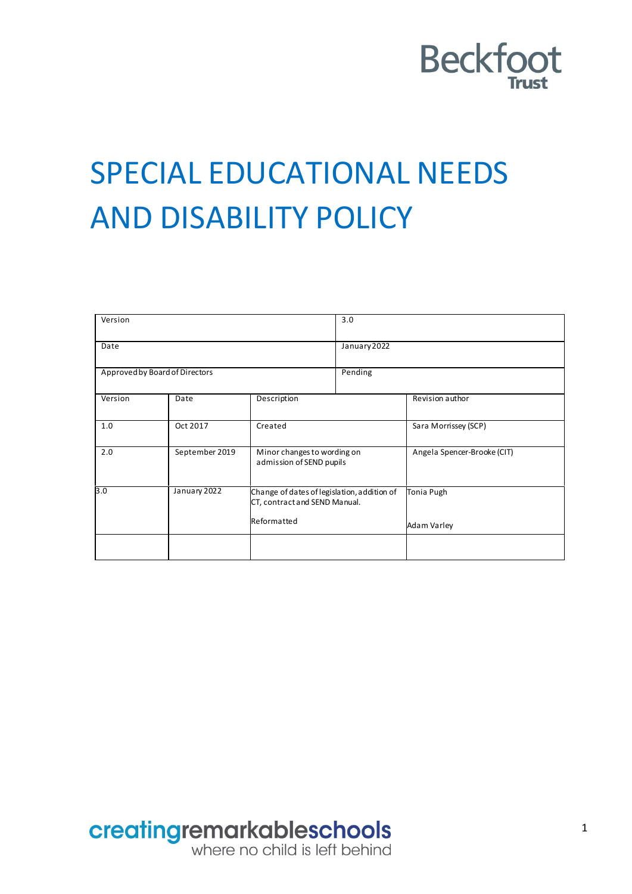Beckfoot Trust

# SPECIAL EDUCATIONAL NEEDS AND DISABILITY POLICY

| Version | 3.0 |
|---|---|
| Date | January 2022 |
| Approved by Board of Directors | Pending |

| Version | Date | Description | Revision author |
|---|---|---|---|
| 1.0 | Oct 2017 | Created | Sara Morrissey (SCP) |
| 2.0 | September 2019 | Minor changes to wording on admission of SEND pupils | Angela Spencer-Brooke (CIT) |
| 3.0 | January 2022 | Change of dates of legislation, addition of CT, contract and SEND Manual. Reformatted | Tonia Pugh Adam Varley |
| | | | |

creatingremarkableschools
where no child is left behind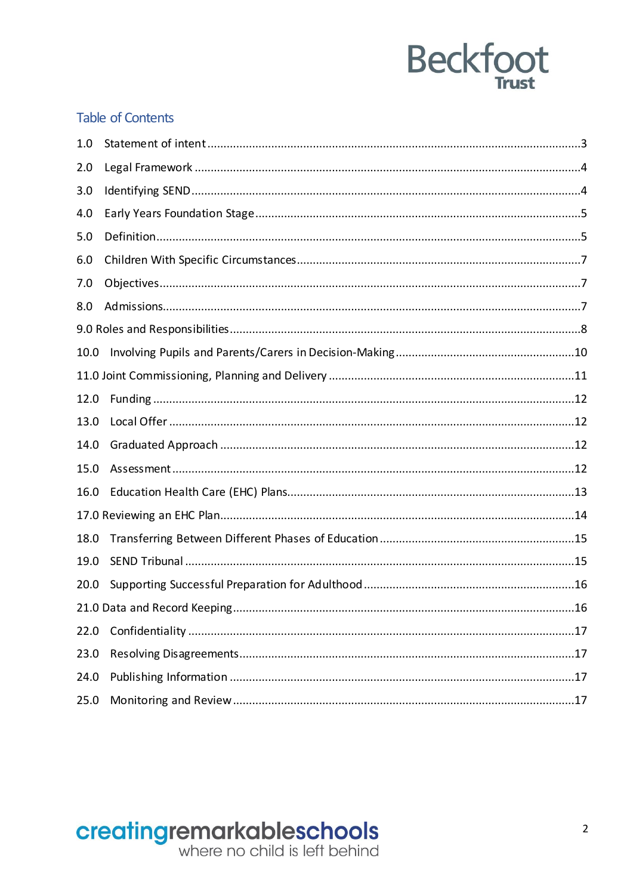## Table of Contents

1.0 Statement of intent ....................................................................................................3
2.0 Legal Framework .......................................................................................................4
3.0 Identifying SEND .......................................................................................................4
4.0 Early Years Foundation Stage .....................................................................................5
5.0 Definition ...................................................................................................................5
6.0 Children With Specific Circumstances .........................................................................7
7.0 Objectives ..................................................................................................................7
8.0 Admissions .................................................................................................................7
9.0 Roles and Responsibilities .............................................................................................8
10.0 Involving Pupils and Parents/Carers in Decision-Making ..........................................10
11.0 Joint Commissioning, Planning and Delivery ............................................................11
12.0 Funding ..................................................................................................................12
13.0 Local Offer ..............................................................................................................12
14.0 Graduated Approach ...............................................................................................12
15.0 Assessment .............................................................................................................12
16.0 Education Health Care (EHC) Plans ..........................................................................13
17.0 Reviewing an EHC Plan ...............................................................................................14
18.0 Transferring Between Different Phases of Education ...............................................15
19.0 SEND Tribunal .........................................................................................................15
20.0 Supporting Successful Preparation for Adulthood ...................................................16
21.0 Data and Record Keeping ..........................................................................................16
22.0 Confidentiality .........................................................................................................17
23.0 Resolving Disagreements ..........................................................................................17
24.0 Publishing Information .............................................................................................17
25.0 Monitoring and Review .............................................................................................17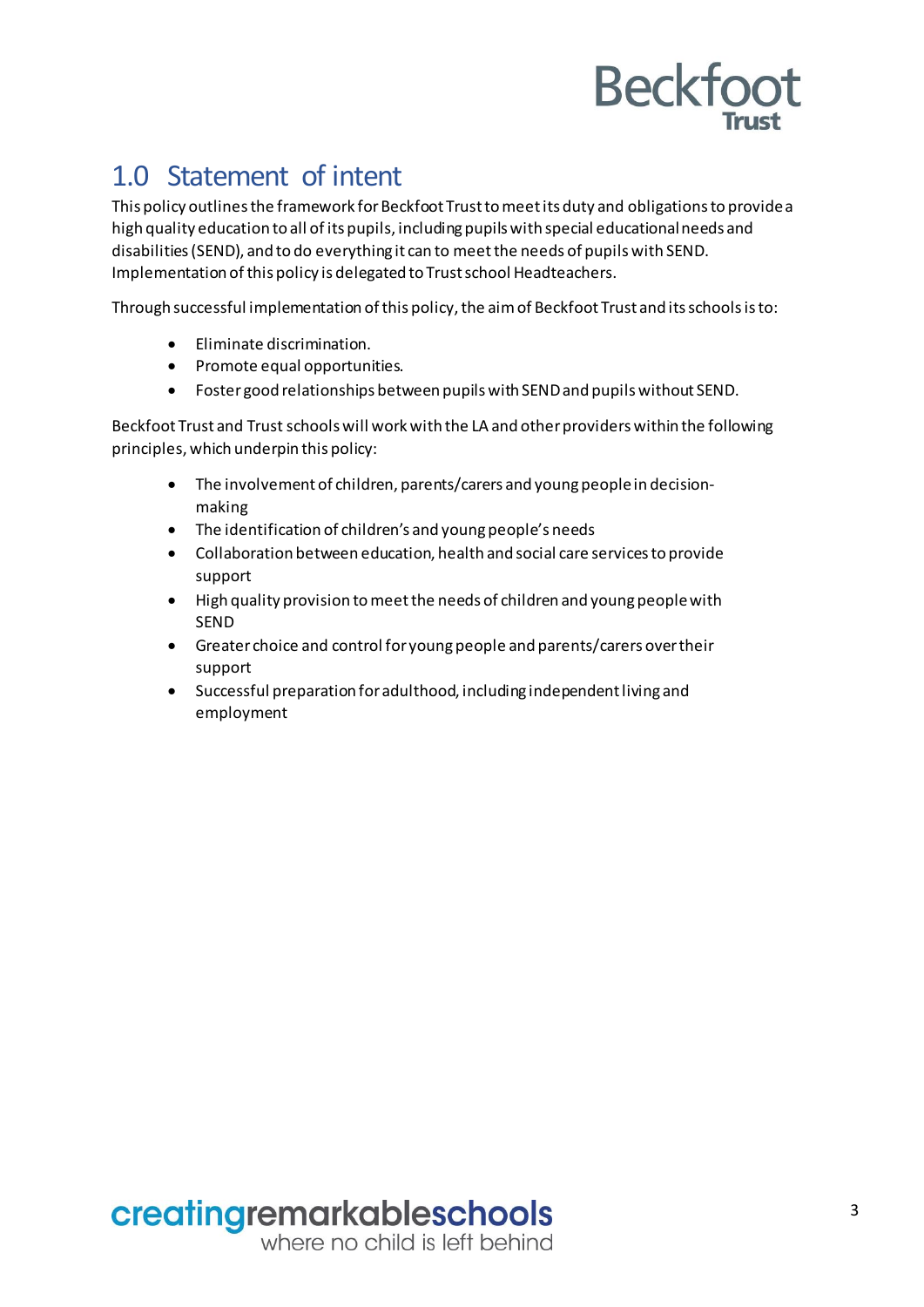## 1.0 Statement of intent

This policy outlines the framework for Beckfoot Trust to meet its duty and obligations to provide a high quality education to all of its pupils, including pupils with special educational needs and disabilities (SEND), and to do everything it can to meet the needs of pupils with SEND. Implementation of this policy is delegated to Trust school Headteachers.

Through successful implementation of this policy, the aim of Beckfoot Trust and its schools is to:

- Eliminate discrimination.
- Promote equal opportunities.
- Foster good relationships between pupils with SEND and pupils without SEND.

Beckfoot Trust and Trust schools will work with the LA and other providers within the following principles, which underpin this policy:

- The involvement of children, parents/carers and young people in decision-making
- The identification of children's and young people's needs
- Collaboration between education, health and social care services to provide support
- High quality provision to meet the needs of children and young people with SEND
- Greater choice and control for young people and parents/carers over their support
- Successful preparation for adulthood, including independent living and employment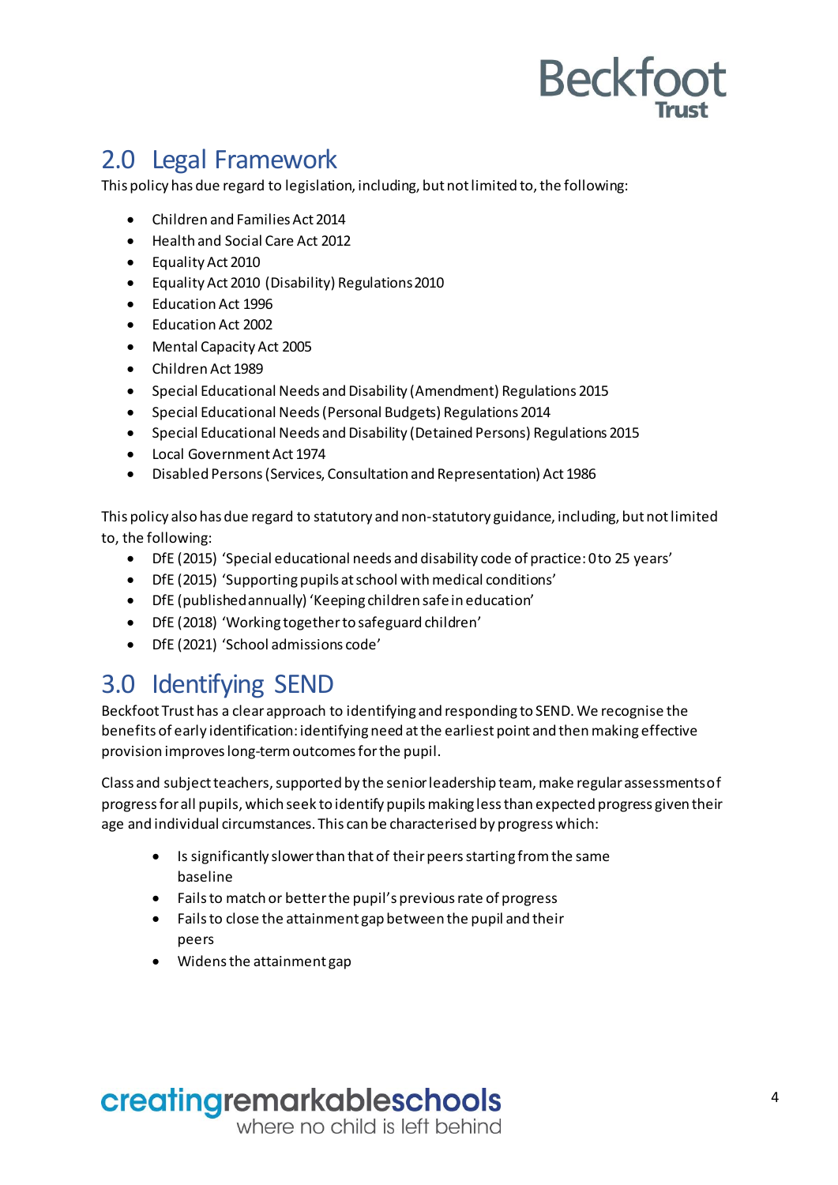## 2.0 Legal Framework

This policy has due regard to legislation, including, but not limited to, the following:

- Children and Families Act 2014
- Health and Social Care Act 2012
- Equality Act 2010
- Equality Act 2010 (Disability) Regulations 2010
- Education Act 1996
- Education Act 2002
- Mental Capacity Act 2005
- Children Act 1989
- Special Educational Needs and Disability (Amendment) Regulations 2015
- Special Educational Needs (Personal Budgets) Regulations 2014
- Special Educational Needs and Disability (Detained Persons) Regulations 2015
- Local Government Act 1974
- Disabled Persons (Services, Consultation and Representation) Act 1986

This policy also has due regard to statutory and non-statutory guidance, including, but not limited to, the following:

- DfE (2015) 'Special educational needs and disability code of practice: 0 to 25 years'
- DfE (2015) 'Supporting pupils at school with medical conditions'
- DfE (published annually) 'Keeping children safe in education'
- DfE (2018) 'Working together to safeguard children'
- DfE (2021) 'School admissions code'

## 3.0 Identifying SEND

Beckfoot Trust has a clear approach to identifying and responding to SEND. We recognise the benefits of early identification: identifying need at the earliest point and then making effective provision improves long-term outcomes for the pupil.

Class and subject teachers, supported by the senior leadership team, make regular assessments of progress for all pupils, which seek to identify pupils making less than expected progress given their age and individual circumstances. This can be characterised by progress which:

- Is significantly slower than that of their peers starting from the same baseline
- Fails to match or better the pupil's previous rate of progress
- Fails to close the attainment gap between the pupil and their peers
- Widens the attainment gap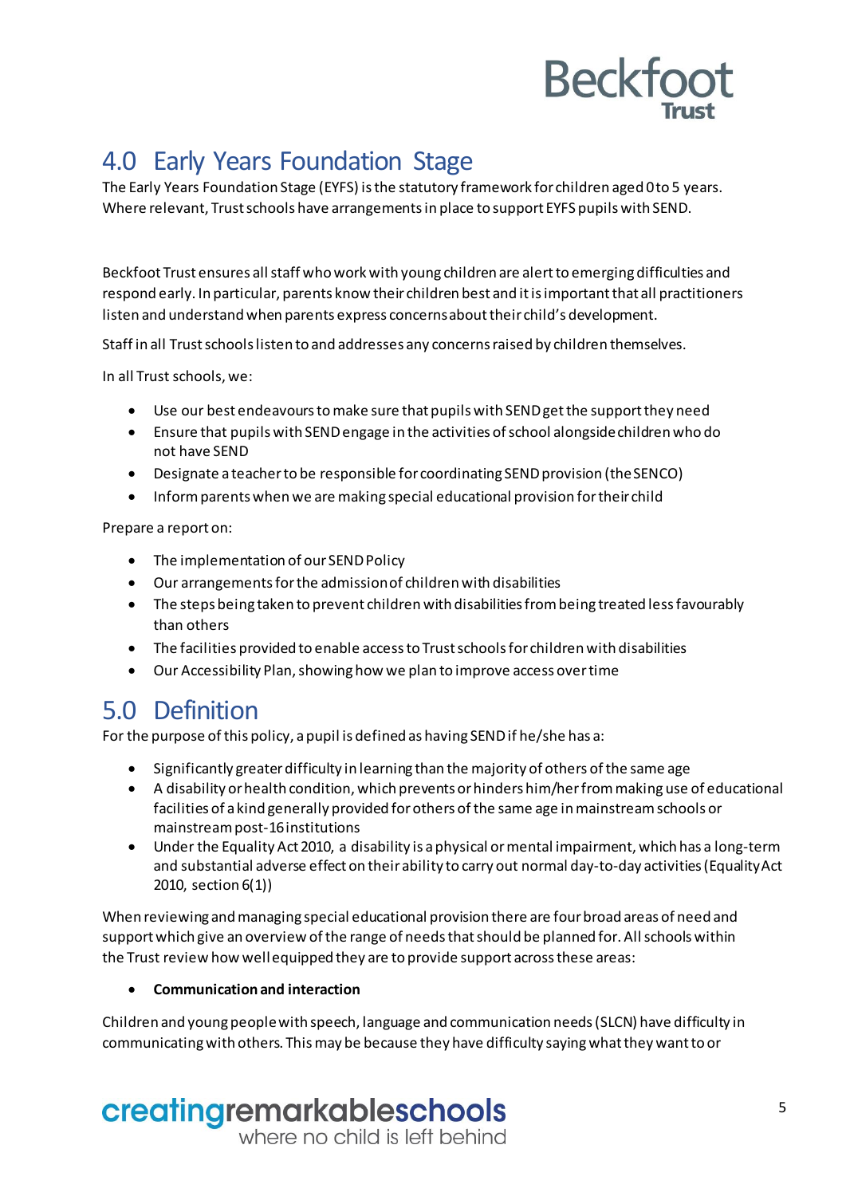## 4.0 Early Years Foundation Stage

The Early Years Foundation Stage (EYFS) is the statutory framework for children aged 0 to 5 years. Where relevant, Trust schools have arrangements in place to support EYFS pupils with SEND.

Beckfoot Trust ensures all staff who work with young children are alert to emerging difficulties and respond early. In particular, parents know their children best and it is important that all practitioners listen and understand when parents express concerns about their child's development.

Staff in all Trust schools listen to and addresses any concerns raised by children themselves.

In all Trust schools, we:

- Use our best endeavours to make sure that pupils with SEND get the support they need
- Ensure that pupils with SEND engage in the activities of school alongside children who do not have SEND
- Designate a teacher to be responsible for coordinating SEND provision (the SENCO)
- Inform parents when we are making special educational provision for their child

Prepare a report on:

- The implementation of our SEND Policy
- Our arrangements for the admission of children with disabilities
- The steps being taken to prevent children with disabilities from being treated less favourably than others
- The facilities provided to enable access to Trust schools for children with disabilities
- Our Accessibility Plan, showing how we plan to improve access over time

## 5.0 Definition

For the purpose of this policy, a pupil is defined as having SEND if he/she has a:

- Significantly greater difficulty in learning than the majority of others of the same age
- A disability or health condition, which prevents or hinders him/her from making use of educational facilities of a kind generally provided for others of the same age in mainstream schools or mainstream post-16 institutions
- Under the Equality Act 2010, a disability is a physical or mental impairment, which has a long-term and substantial adverse effect on their ability to carry out normal day-to-day activities (Equality Act 2010, section 6(1))

When reviewing and managing special educational provision there are four broad areas of need and support which give an overview of the range of needs that should be planned for. All schools within the Trust review how well equipped they are to provide support across these areas:

- **Communication and interaction**

Children and young people with speech, language and communication needs (SLCN) have difficulty in communicating with others. This may be because they have difficulty saying what they want to or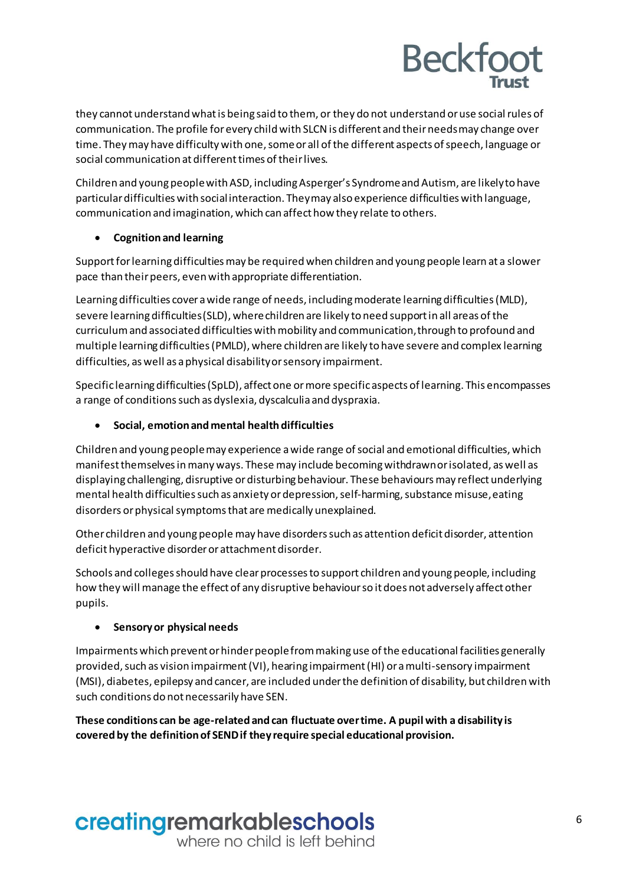they cannot understand what is being said to them, or they do not understand or use social rules of communication. The profile for every child with SLCN is different and their needs may change over time. They may have difficulty with one, some or all of the different aspects of speech, language or social communication at different times of their lives.

Children and young people with ASD, including Asperger's Syndrome and Autism, are likely to have particular difficulties with social interaction. They may also experience difficulties with language, communication and imagination, which can affect how they relate to others.

- **Cognition and learning**

Support for learning difficulties may be required when children and young people learn at a slower pace than their peers, even with appropriate differentiation.

Learning difficulties cover a wide range of needs, including moderate learning difficulties (MLD), severe learning difficulties (SLD), where children are likely to need support in all areas of the curriculum and associated difficulties with mobility and communication, through to profound and multiple learning difficulties (PMLD), where children are likely to have severe and complex learning difficulties, as well as a physical disability or sensory impairment.

Specific learning difficulties (SpLD), affect one or more specific aspects of learning. This encompasses a range of conditions such as dyslexia, dyscalculia and dyspraxia.

- **Social, emotion and mental health difficulties**

Children and young people may experience a wide range of social and emotional difficulties, which manifest themselves in many ways. These may include becoming withdrawn or isolated, as well as displaying challenging, disruptive or disturbing behaviour. These behaviours may reflect underlying mental health difficulties such as anxiety or depression, self-harming, substance misuse, eating disorders or physical symptoms that are medically unexplained.

Other children and young people may have disorders such as attention deficit disorder, attention deficit hyperactive disorder or attachment disorder.

Schools and colleges should have clear processes to support children and young people, including how they will manage the effect of any disruptive behaviour so it does not adversely affect other pupils.

- **Sensory or physical needs**

Impairments which prevent or hinder people from making use of the educational facilities generally provided, such as vision impairment (VI), hearing impairment (HI) or a multi-sensory impairment (MSI), diabetes, epilepsy and cancer, are included under the definition of disability, but children with such conditions do not necessarily have SEN.

**These conditions can be age-related and can fluctuate over time. A pupil with a disability is covered by the definition of SEND if they require special educational provision.**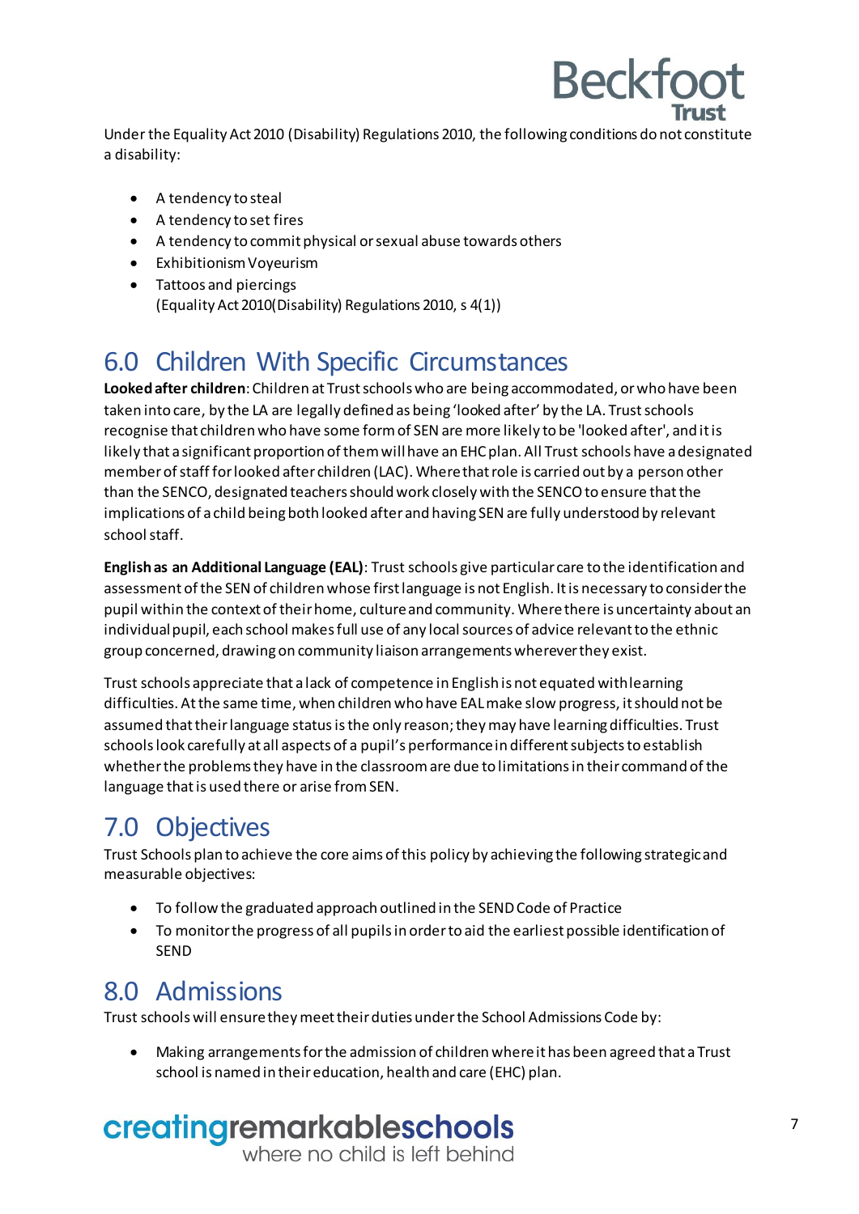Under the Equality Act 2010 (Disability) Regulations 2010, the following conditions do not constitute a disability:

- A tendency to steal
- A tendency to set fires
- A tendency to commit physical or sexual abuse towards others
- Exhibitionism Voyeurism
- Tattoos and piercings
  (Equality Act 2010(Disability) Regulations 2010, s 4(1))

## 6.0 Children With Specific Circumstances

**Looked after children**: Children at Trust schools who are being accommodated, or who have been taken into care, by the LA are legally defined as being 'looked after' by the LA. Trust schools recognise that children who have some form of SEN are more likely to be 'looked after', and it is likely that a significant proportion of them will have an EHC plan. All Trust schools have a designated member of staff for looked after children (LAC). Where that role is carried out by a person other than the SENCO, designated teachers should work closely with the SENCO to ensure that the implications of a child being both looked after and having SEN are fully understood by relevant school staff.

**English as an Additional Language (EAL)**: Trust schools give particular care to the identification and assessment of the SEN of children whose first language is not English. It is necessary to consider the pupil within the context of their home, culture and community. Where there is uncertainty about an individual pupil, each school makes full use of any local sources of advice relevant to the ethnic group concerned, drawing on community liaison arrangements wherever they exist.

Trust schools appreciate that a lack of competence in English is not equated with learning difficulties. At the same time, when children who have EAL make slow progress, it should not be assumed that their language status is the only reason; they may have learning difficulties. Trust schools look carefully at all aspects of a pupil's performance in different subjects to establish whether the problems they have in the classroom are due to limitations in their command of the language that is used there or arise from SEN.

## 7.0 Objectives

Trust Schools plan to achieve the core aims of this policy by achieving the following strategic and measurable objectives:

- To follow the graduated approach outlined in the SEND Code of Practice
- To monitor the progress of all pupils in order to aid the earliest possible identification of SEND

## 8.0 Admissions

Trust schools will ensure they meet their duties under the School Admissions Code by:

- Making arrangements for the admission of children where it has been agreed that a Trust school is named in their education, health and care (EHC) plan.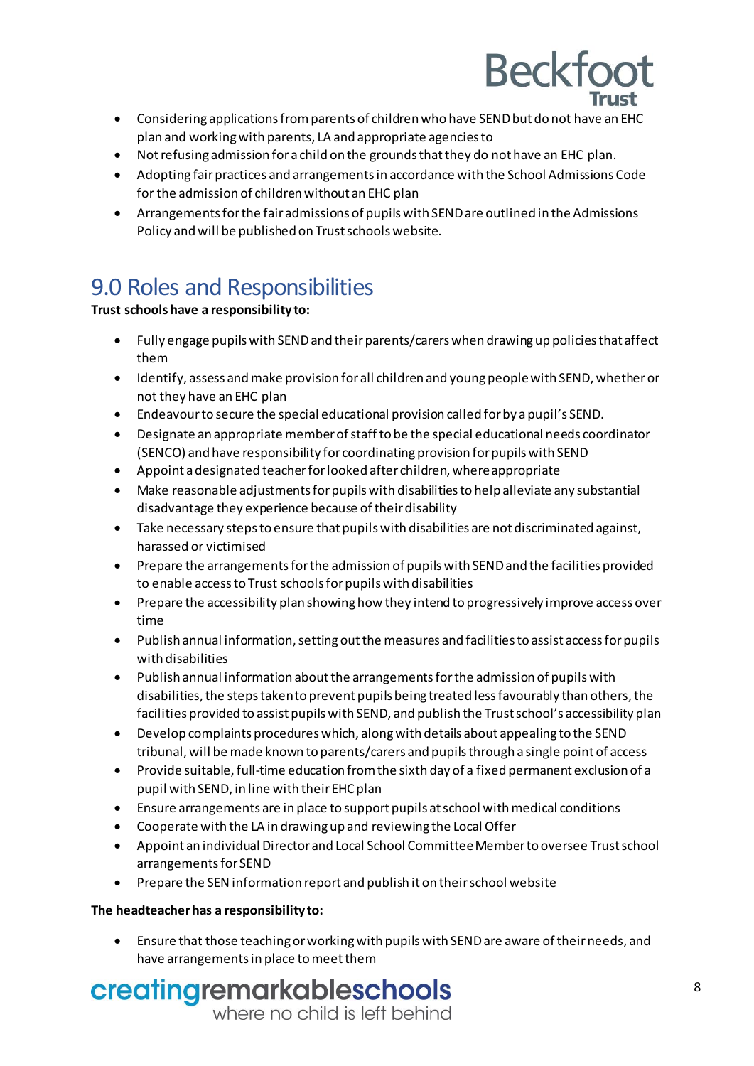- Considering applications from parents of children who have SEND but do not have an EHC plan and working with parents, LA and appropriate agencies to
- Not refusing admission for a child on the grounds that they do not have an EHC plan.
- Adopting fair practices and arrangements in accordance with the School Admissions Code for the admission of children without an EHC plan
- Arrangements for the fair admissions of pupils with SEND are outlined in the Admissions Policy and will be published on Trust schools website.

## 9.0 Roles and Responsibilities

**Trust schools have a responsibility to:**

- Fully engage pupils with SEND and their parents/carers when drawing up policies that affect them
- Identify, assess and make provision for all children and young people with SEND, whether or not they have an EHC plan
- Endeavour to secure the special educational provision called for by a pupil's SEND.
- Designate an appropriate member of staff to be the special educational needs coordinator (SENCO) and have responsibility for coordinating provision for pupils with SEND
- Appoint a designated teacher for looked after children, where appropriate
- Make reasonable adjustments for pupils with disabilities to help alleviate any substantial disadvantage they experience because of their disability
- Take necessary steps to ensure that pupils with disabilities are not discriminated against, harassed or victimised
- Prepare the arrangements for the admission of pupils with SEND and the facilities provided to enable access to Trust schools for pupils with disabilities
- Prepare the accessibility plan showing how they intend to progressively improve access over time
- Publish annual information, setting out the measures and facilities to assist access for pupils with disabilities
- Publish annual information about the arrangements for the admission of pupils with disabilities, the steps taken to prevent pupils being treated less favourably than others, the facilities provided to assist pupils with SEND, and publish the Trust school's accessibility plan
- Develop complaints procedures which, along with details about appealing to the SEND tribunal, will be made known to parents/carers and pupils through a single point of access
- Provide suitable, full-time education from the sixth day of a fixed permanent exclusion of a pupil with SEND, in line with their EHC plan
- Ensure arrangements are in place to support pupils at school with medical conditions
- Cooperate with the LA in drawing up and reviewing the Local Offer
- Appoint an individual Director and Local School Committee Member to oversee Trust school arrangements for SEND
- Prepare the SEN information report and publish it on their school website

**The headteacher has a responsibility to:**

- Ensure that those teaching or working with pupils with SEND are aware of their needs, and have arrangements in place to meet them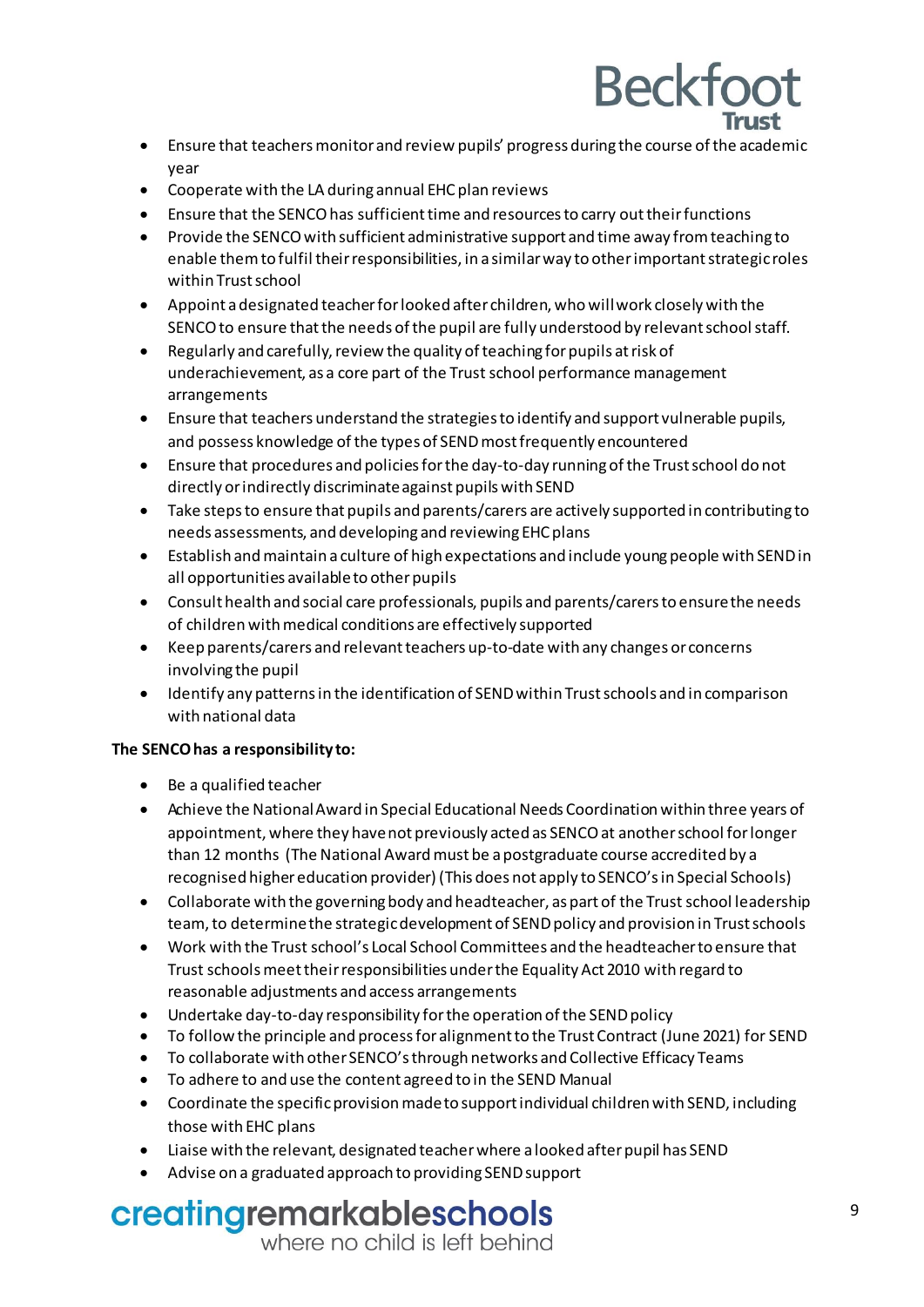- Ensure that teachers monitor and review pupils' progress during the course of the academic year
- Cooperate with the LA during annual EHC plan reviews
- Ensure that the SENCO has sufficient time and resources to carry out their functions
- Provide the SENCO with sufficient administrative support and time away from teaching to enable them to fulfil their responsibilities, in a similar way to other important strategic roles within Trust school
- Appoint a designated teacher for looked after children, who will work closely with the SENCO to ensure that the needs of the pupil are fully understood by relevant school staff.
- Regularly and carefully, review the quality of teaching for pupils at risk of underachievement, as a core part of the Trust school performance management arrangements
- Ensure that teachers understand the strategies to identify and support vulnerable pupils, and possess knowledge of the types of SEND most frequently encountered
- Ensure that procedures and policies for the day-to-day running of the Trust school do not directly or indirectly discriminate against pupils with SEND
- Take steps to ensure that pupils and parents/carers are actively supported in contributing to needs assessments, and developing and reviewing EHC plans
- Establish and maintain a culture of high expectations and include young people with SEND in all opportunities available to other pupils
- Consult health and social care professionals, pupils and parents/carers to ensure the needs of children with medical conditions are effectively supported
- Keep parents/carers and relevant teachers up-to-date with any changes or concerns involving the pupil
- Identify any patterns in the identification of SEND within Trust schools and in comparison with national data

**The SENCO has a responsibility to:**

- Be a qualified teacher
- Achieve the National Award in Special Educational Needs Coordination within three years of appointment, where they have not previously acted as SENCO at another school for longer than 12 months (The National Award must be a postgraduate course accredited by a recognised higher education provider) (This does not apply to SENCO's in Special Schools)
- Collaborate with the governing body and headteacher, as part of the Trust school leadership team, to determine the strategic development of SEND policy and provision in Trust schools
- Work with the Trust school's Local School Committees and the headteacher to ensure that Trust schools meet their responsibilities under the Equality Act 2010 with regard to reasonable adjustments and access arrangements
- Undertake day-to-day responsibility for the operation of the SEND policy
- To follow the principle and process for alignment to the Trust Contract (June 2021) for SEND
- To collaborate with other SENCO's through networks and Collective Efficacy Teams
- To adhere to and use the content agreed to in the SEND Manual
- Coordinate the specific provision made to support individual children with SEND, including those with EHC plans
- Liaise with the relevant, designated teacher where a looked after pupil has SEND
- Advise on a graduated approach to providing SEND support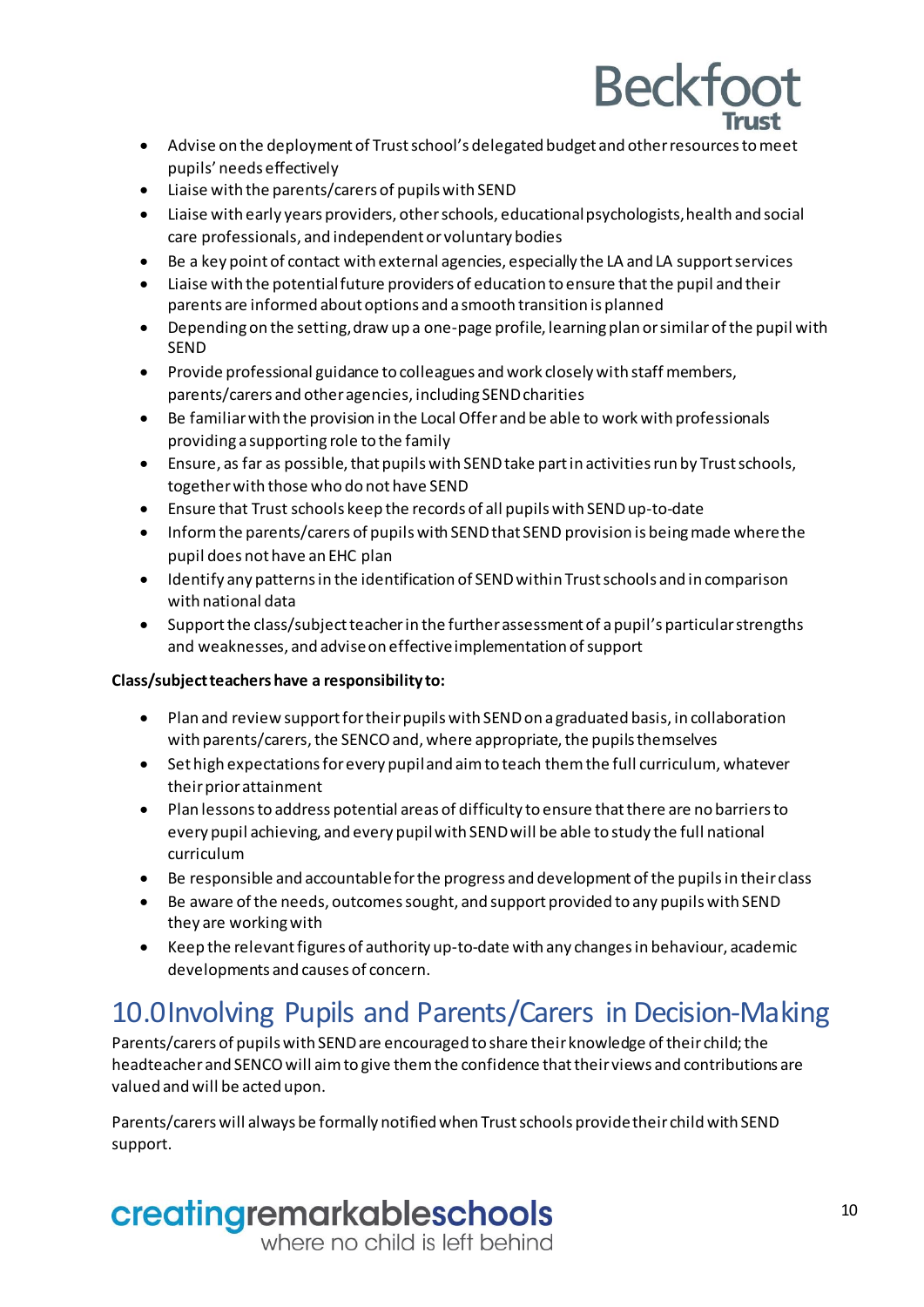- Advise on the deployment of Trust school's delegated budget and other resources to meet pupils' needs effectively
- Liaise with the parents/carers of pupils with SEND
- Liaise with early years providers, other schools, educational psychologists, health and social care professionals, and independent or voluntary bodies
- Be a key point of contact with external agencies, especially the LA and LA support services
- Liaise with the potential future providers of education to ensure that the pupil and their parents are informed about options and a smooth transition is planned
- Depending on the setting, draw up a one-page profile, learning plan or similar of the pupil with SEND
- Provide professional guidance to colleagues and work closely with staff members, parents/carers and other agencies, including SEND charities
- Be familiar with the provision in the Local Offer and be able to work with professionals providing a supporting role to the family
- Ensure, as far as possible, that pupils with SEND take part in activities run by Trust schools, together with those who do not have SEND
- Ensure that Trust schools keep the records of all pupils with SEND up-to-date
- Inform the parents/carers of pupils with SEND that SEND provision is being made where the pupil does not have an EHC plan
- Identify any patterns in the identification of SEND within Trust schools and in comparison with national data
- Support the class/subject teacher in the further assessment of a pupil's particular strengths and weaknesses, and advise on effective implementation of support

**Class/subject teachers have a responsibility to:**

- Plan and review support for their pupils with SEND on a graduated basis, in collaboration with parents/carers, the SENCO and, where appropriate, the pupils themselves
- Set high expectations for every pupil and aim to teach them the full curriculum, whatever their prior attainment
- Plan lessons to address potential areas of difficulty to ensure that there are no barriers to every pupil achieving, and every pupil with SEND will be able to study the full national curriculum
- Be responsible and accountable for the progress and development of the pupils in their class
- Be aware of the needs, outcomes sought, and support provided to any pupils with SEND they are working with
- Keep the relevant figures of authority up-to-date with any changes in behaviour, academic developments and causes of concern.

## 10.0 Involving Pupils and Parents/Carers in Decision-Making

Parents/carers of pupils with SEND are encouraged to share their knowledge of their child; the headteacher and SENCO will aim to give them the confidence that their views and contributions are valued and will be acted upon.

Parents/carers will always be formally notified when Trust schools provide their child with SEND support.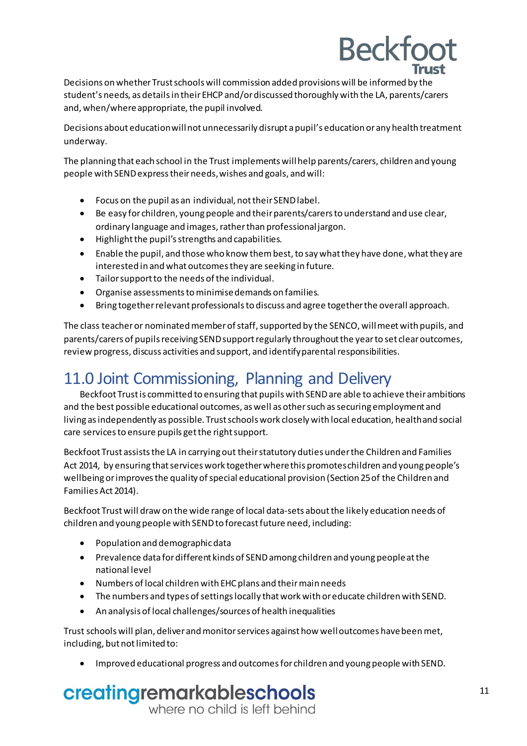Decisions on whether Trust schools will commission added provisions will be informed by the student's needs, as details in their EHCP and/or discussed thoroughly with the LA, parents/carers and, when/where appropriate, the pupil involved.

Decisions about education will not unnecessarily disrupt a pupil's education or any health treatment underway.

The planning that each school in the Trust implements will help parents/carers, children and young people with SEND express their needs, wishes and goals, and will:

- Focus on the pupil as an individual, not their SEND label.
- Be easy for children, young people and their parents/carers to understand and use clear, ordinary language and images, rather than professional jargon.
- Highlight the pupil's strengths and capabilities.
- Enable the pupil, and those who know them best, to say what they have done, what they are interested in and what outcomes they are seeking in future.
- Tailor support to the needs of the individual.
- Organise assessments to minimise demands on families.
- Bring together relevant professionals to discuss and agree together the overall approach.

The class teacher or nominated member of staff, supported by the SENCO, will meet with pupils, and parents/carers of pupils receiving SEND support regularly throughout the year to set clear outcomes, review progress, discuss activities and support, and identify parental responsibilities.

# 11.0 Joint Commissioning, Planning and Delivery

Beckfoot Trust is committed to ensuring that pupils with SEND are able to achieve their ambitions and the best possible educational outcomes, as well as other such as securing employment and living as independently as possible. Trust schools work closely with local education, health and social care services to ensure pupils get the right support.

Beckfoot Trust assists the LA in carrying out their statutory duties under the Children and Families Act 2014, by ensuring that services work together where this promotes children and young people's wellbeing or improves the quality of special educational provision (Section 25 of the Children and Families Act 2014).

Beckfoot Trust will draw on the wide range of local data-sets about the likely education needs of children and young people with SEND to forecast future need, including:

- Population and demographic data
- Prevalence data for different kinds of SEND among children and young people at the national level
- Numbers of local children with EHC plans and their main needs
- The numbers and types of settings locally that work with or educate children with SEND.
- An analysis of local challenges/sources of health inequalities

Trust schools will plan, deliver and monitor services against how well outcomes have been met, including, but not limited to:

- Improved educational progress and outcomes for children and young people with SEND.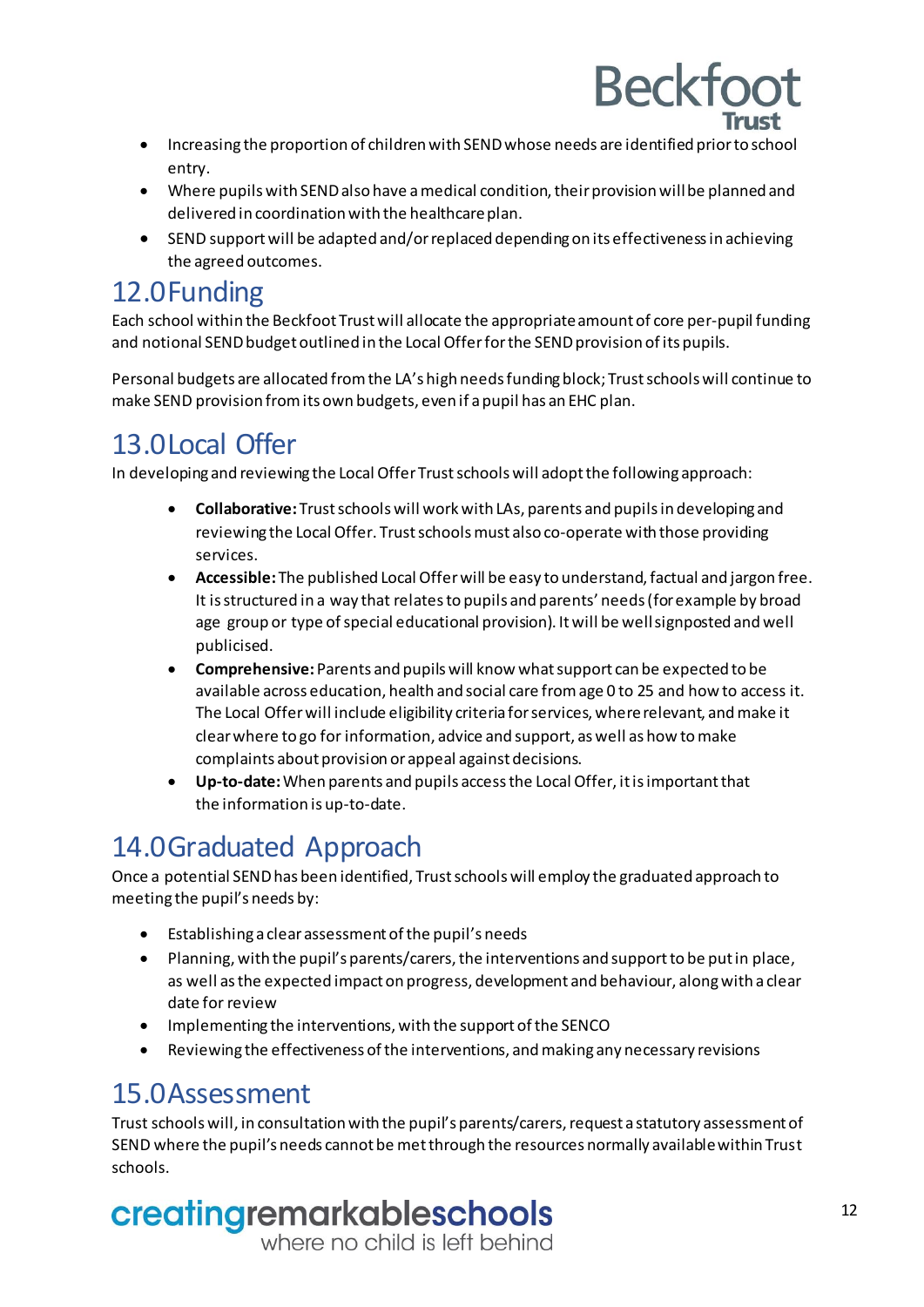- Increasing the proportion of children with SEND whose needs are identified prior to school entry.
- Where pupils with SEND also have a medical condition, their provision will be planned and delivered in coordination with the healthcare plan.
- SEND support will be adapted and/or replaced depending on its effectiveness in achieving the agreed outcomes.

## 12.0 Funding

Each school within the Beckfoot Trust will allocate the appropriate amount of core per-pupil funding and notional SEND budget outlined in the Local Offer for the SEND provision of its pupils.

Personal budgets are allocated from the LA's high needs funding block; Trust schools will continue to make SEND provision from its own budgets, even if a pupil has an EHC plan.

## 13.0 Local Offer

In developing and reviewing the Local Offer Trust schools will adopt the following approach:

- **Collaborative:** Trust schools will work with LAs, parents and pupils in developing and reviewing the Local Offer. Trust schools must also co-operate with those providing services.
- **Accessible:** The published Local Offer will be easy to understand, factual and jargon free. It is structured in a way that relates to pupils and parents' needs (for example by broad age group or type of special educational provision). It will be well signposted and well publicised.
- **Comprehensive:** Parents and pupils will know what support can be expected to be available across education, health and social care from age 0 to 25 and how to access it. The Local Offer will include eligibility criteria for services, where relevant, and make it clear where to go for information, advice and support, as well as how to make complaints about provision or appeal against decisions.
- **Up-to-date:** When parents and pupils access the Local Offer, it is important that the information is up-to-date.

## 14.0 Graduated Approach

Once a potential SEND has been identified, Trust schools will employ the graduated approach to meeting the pupil's needs by:

- Establishing a clear assessment of the pupil's needs
- Planning, with the pupil's parents/carers, the interventions and support to be put in place, as well as the expected impact on progress, development and behaviour, along with a clear date for review
- Implementing the interventions, with the support of the SENCO
- Reviewing the effectiveness of the interventions, and making any necessary revisions

## 15.0 Assessment

Trust schools will, in consultation with the pupil's parents/carers, request a statutory assessment of SEND where the pupil's needs cannot be met through the resources normally available within Trust schools.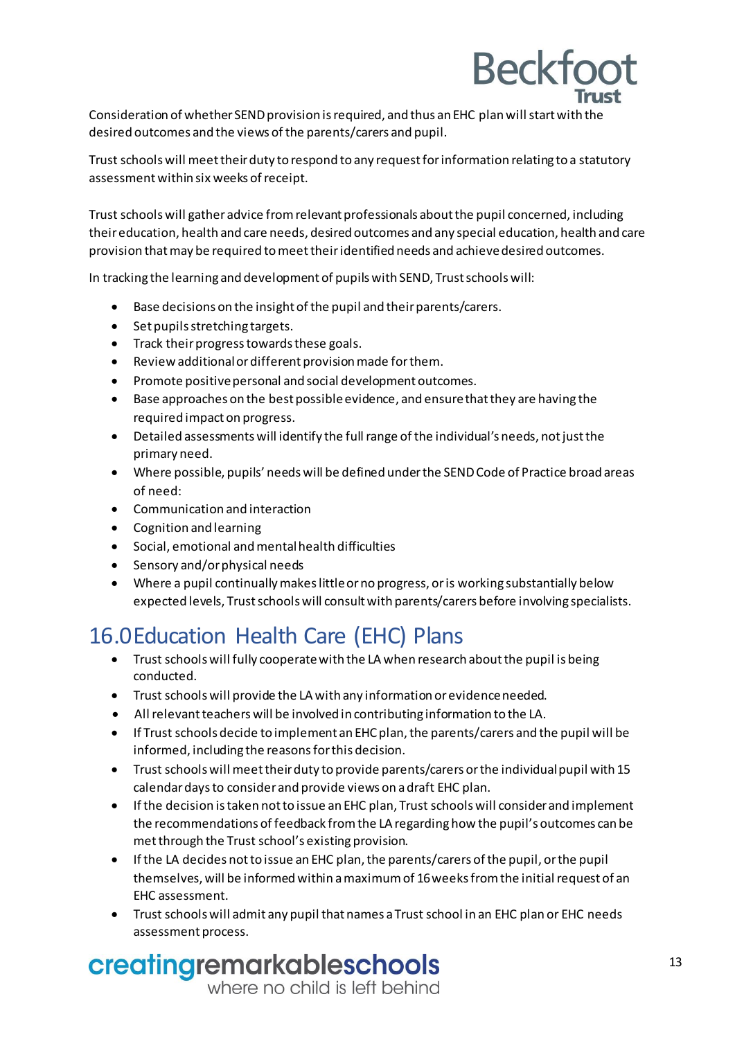Consideration of whether SEND provision is required, and thus an EHC plan will start with the desired outcomes and the views of the parents/carers and pupil.

Trust schools will meet their duty to respond to any request for information relating to a statutory assessment within six weeks of receipt.

Trust schools will gather advice from relevant professionals about the pupil concerned, including their education, health and care needs, desired outcomes and any special education, health and care provision that may be required to meet their identified needs and achieve desired outcomes.

In tracking the learning and development of pupils with SEND, Trust schools will:

- Base decisions on the insight of the pupil and their parents/carers.
- Set pupils stretching targets.
- Track their progress towards these goals.
- Review additional or different provision made for them.
- Promote positive personal and social development outcomes.
- Base approaches on the best possible evidence, and ensure that they are having the required impact on progress.
- Detailed assessments will identify the full range of the individual's needs, not just the primary need.
- Where possible, pupils' needs will be defined under the SEND Code of Practice broad areas of need:
- Communication and interaction
- Cognition and learning
- Social, emotional and mental health difficulties
- Sensory and/or physical needs
- Where a pupil continually makes little or no progress, or is working substantially below expected levels, Trust schools will consult with parents/carers before involving specialists.

## 16.0 Education Health Care (EHC) Plans

- Trust schools will fully cooperate with the LA when research about the pupil is being conducted.
- Trust schools will provide the LA with any information or evidence needed.
- All relevant teachers will be involved in contributing information to the LA.
- If Trust schools decide to implement an EHC plan, the parents/carers and the pupil will be informed, including the reasons for this decision.
- Trust schools will meet their duty to provide parents/carers or the individual pupil with 15 calendar days to consider and provide views on a draft EHC plan.
- If the decision is taken not to issue an EHC plan, Trust schools will consider and implement the recommendations of feedback from the LA regarding how the pupil's outcomes can be met through the Trust school's existing provision.
- If the LA decides not to issue an EHC plan, the parents/carers of the pupil, or the pupil themselves, will be informed within a maximum of 16 weeks from the initial request of an EHC assessment.
- Trust schools will admit any pupil that names a Trust school in an EHC plan or EHC needs assessment process.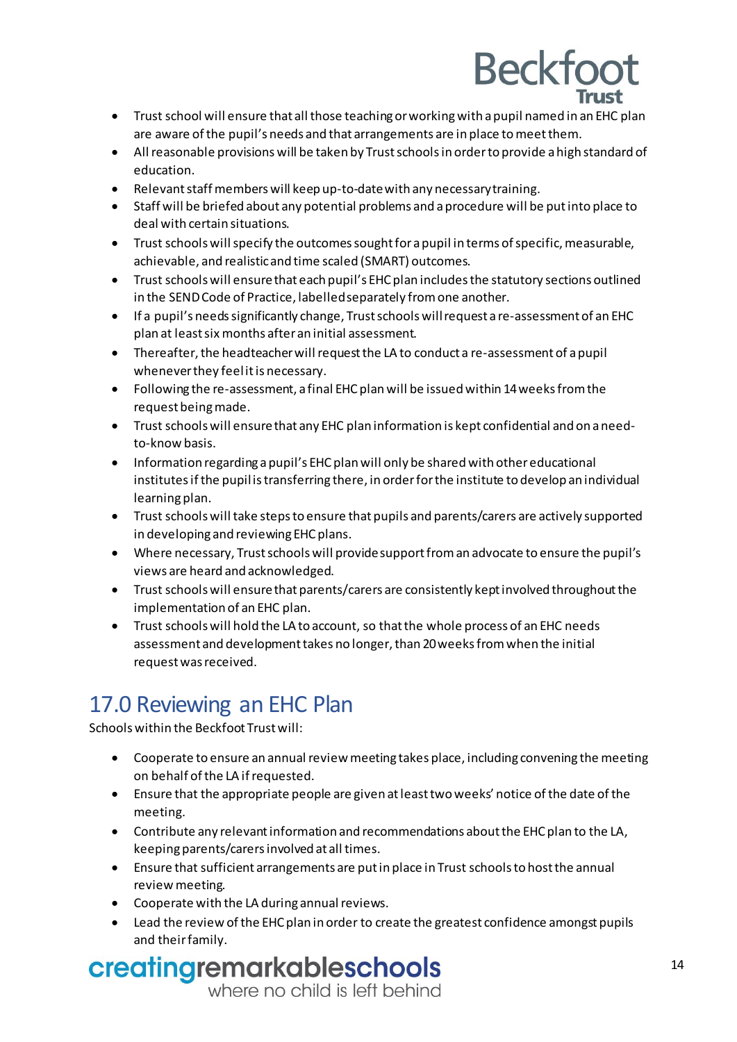- Trust school will ensure that all those teaching or working with a pupil named in an EHC plan are aware of the pupil's needs and that arrangements are in place to meet them.
- All reasonable provisions will be taken by Trust schools in order to provide a high standard of education.
- Relevant staff members will keep up-to-date with any necessary training.
- Staff will be briefed about any potential problems and a procedure will be put into place to deal with certain situations.
- Trust schools will specify the outcomes sought for a pupil in terms of specific, measurable, achievable, and realistic and time scaled (SMART) outcomes.
- Trust schools will ensure that each pupil's EHC plan includes the statutory sections outlined in the SEND Code of Practice, labelled separately from one another.
- If a pupil's needs significantly change, Trust schools will request a re-assessment of an EHC plan at least six months after an initial assessment.
- Thereafter, the headteacher will request the LA to conduct a re-assessment of a pupil whenever they feel it is necessary.
- Following the re-assessment, a final EHC plan will be issued within 14 weeks from the request being made.
- Trust schools will ensure that any EHC plan information is kept confidential and on a need-to-know basis.
- Information regarding a pupil's EHC plan will only be shared with other educational institutes if the pupil is transferring there, in order for the institute to develop an individual learning plan.
- Trust schools will take steps to ensure that pupils and parents/carers are actively supported in developing and reviewing EHC plans.
- Where necessary, Trust schools will provide support from an advocate to ensure the pupil's views are heard and acknowledged.
- Trust schools will ensure that parents/carers are consistently kept involved throughout the implementation of an EHC plan.
- Trust schools will hold the LA to account, so that the whole process of an EHC needs assessment and development takes no longer, than 20 weeks from when the initial request was received.

## 17.0 Reviewing an EHC Plan

Schools within the Beckfoot Trust will:

- Cooperate to ensure an annual review meeting takes place, including convening the meeting on behalf of the LA if requested.
- Ensure that the appropriate people are given at least two weeks' notice of the date of the meeting.
- Contribute any relevant information and recommendations about the EHC plan to the LA, keeping parents/carers involved at all times.
- Ensure that sufficient arrangements are put in place in Trust schools to host the annual review meeting.
- Cooperate with the LA during annual reviews.
- Lead the review of the EHC plan in order to create the greatest confidence amongst pupils and their family.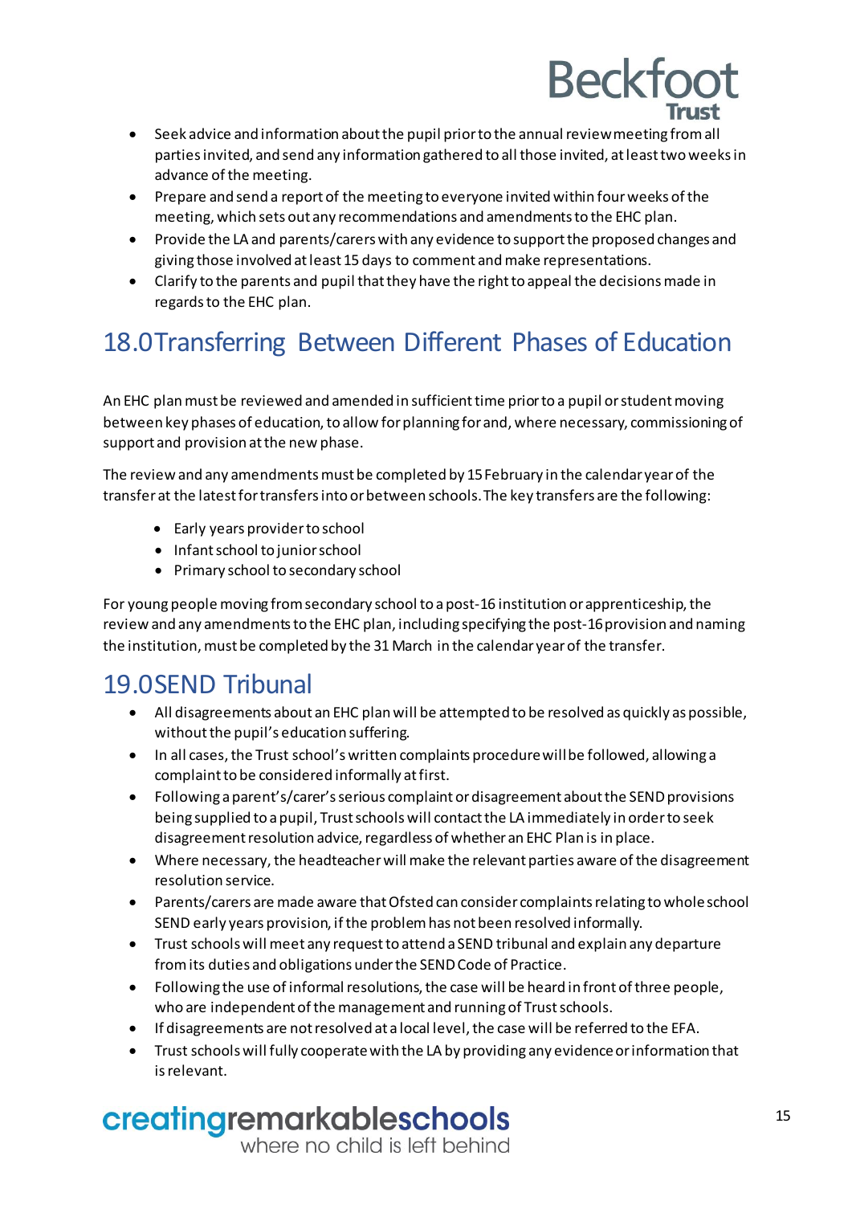- Seek advice and information about the pupil prior to the annual review meeting from all parties invited, and send any information gathered to all those invited, at least two weeks in advance of the meeting.
- Prepare and send a report of the meeting to everyone invited within four weeks of the meeting, which sets out any recommendations and amendments to the EHC plan.
- Provide the LA and parents/carers with any evidence to support the proposed changes and giving those involved at least 15 days to comment and make representations.
- Clarify to the parents and pupil that they have the right to appeal the decisions made in regards to the EHC plan.

## 18.0 Transferring Between Different Phases of Education

An EHC plan must be reviewed and amended in sufficient time prior to a pupil or student moving between key phases of education, to allow for planning for and, where necessary, commissioning of support and provision at the new phase.

The review and any amendments must be completed by 15 February in the calendar year of the transfer at the latest for transfers into or between schools. The key transfers are the following:

- Early years provider to school
- Infant school to junior school
- Primary school to secondary school

For young people moving from secondary school to a post-16 institution or apprenticeship, the review and any amendments to the EHC plan, including specifying the post-16 provision and naming the institution, must be completed by the 31 March in the calendar year of the transfer.

## 19.0 SEND Tribunal

- All disagreements about an EHC plan will be attempted to be resolved as quickly as possible, without the pupil's education suffering.
- In all cases, the Trust school's written complaints procedure will be followed, allowing a complaint to be considered informally at first.
- Following a parent's/carer's serious complaint or disagreement about the SEND provisions being supplied to a pupil, Trust schools will contact the LA immediately in order to seek disagreement resolution advice, regardless of whether an EHC Plan is in place.
- Where necessary, the headteacher will make the relevant parties aware of the disagreement resolution service.
- Parents/carers are made aware that Ofsted can consider complaints relating to whole school SEND early years provision, if the problem has not been resolved informally.
- Trust schools will meet any request to attend a SEND tribunal and explain any departure from its duties and obligations under the SEND Code of Practice.
- Following the use of informal resolutions, the case will be heard in front of three people, who are independent of the management and running of Trust schools.
- If disagreements are not resolved at a local level, the case will be referred to the EFA.
- Trust schools will fully cooperate with the LA by providing any evidence or information that is relevant.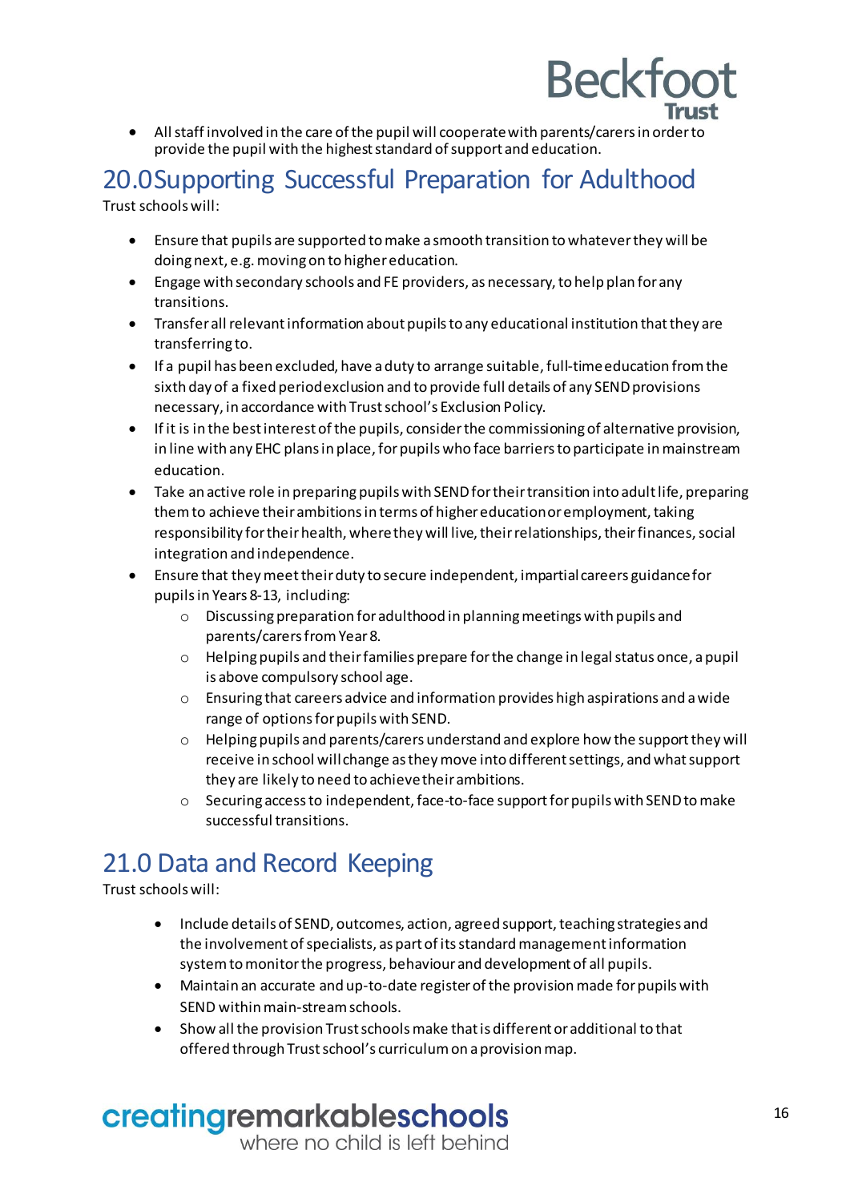- All staff involved in the care of the pupil will cooperate with parents/carers in order to provide the pupil with the highest standard of support and education.

## 20.0 Supporting Successful Preparation for Adulthood

Trust schools will:

- Ensure that pupils are supported to make a smooth transition to whatever they will be doing next, e.g. moving on to higher education.
- Engage with secondary schools and FE providers, as necessary, to help plan for any transitions.
- Transfer all relevant information about pupils to any educational institution that they are transferring to.
- If a pupil has been excluded, have a duty to arrange suitable, full-time education from the sixth day of a fixed period exclusion and to provide full details of any SEND provisions necessary, in accordance with Trust school's Exclusion Policy.
- If it is in the best interest of the pupils, consider the commissioning of alternative provision, in line with any EHC plans in place, for pupils who face barriers to participate in mainstream education.
- Take an active role in preparing pupils with SEND for their transition into adult life, preparing them to achieve their ambitions in terms of higher education or employment, taking responsibility for their health, where they will live, their relationships, their finances, social integration and independence.
- Ensure that they meet their duty to secure independent, impartial careers guidance for pupils in Years 8-13, including:
    - Discussing preparation for adulthood in planning meetings with pupils and parents/carers from Year 8.
    - Helping pupils and their families prepare for the change in legal status once, a pupil is above compulsory school age.
    - Ensuring that careers advice and information provides high aspirations and a wide range of options for pupils with SEND.
    - Helping pupils and parents/carers understand and explore how the support they will receive in school will change as they move into different settings, and what support they are likely to need to achieve their ambitions.
    - Securing access to independent, face-to-face support for pupils with SEND to make successful transitions.

## 21.0 Data and Record Keeping

Trust schools will:

- Include details of SEND, outcomes, action, agreed support, teaching strategies and the involvement of specialists, as part of its standard management information system to monitor the progress, behaviour and development of all pupils.
- Maintain an accurate and up-to-date register of the provision made for pupils with SEND within main-stream schools.
- Show all the provision Trust schools make that is different or additional to that offered through Trust school's curriculum on a provision map.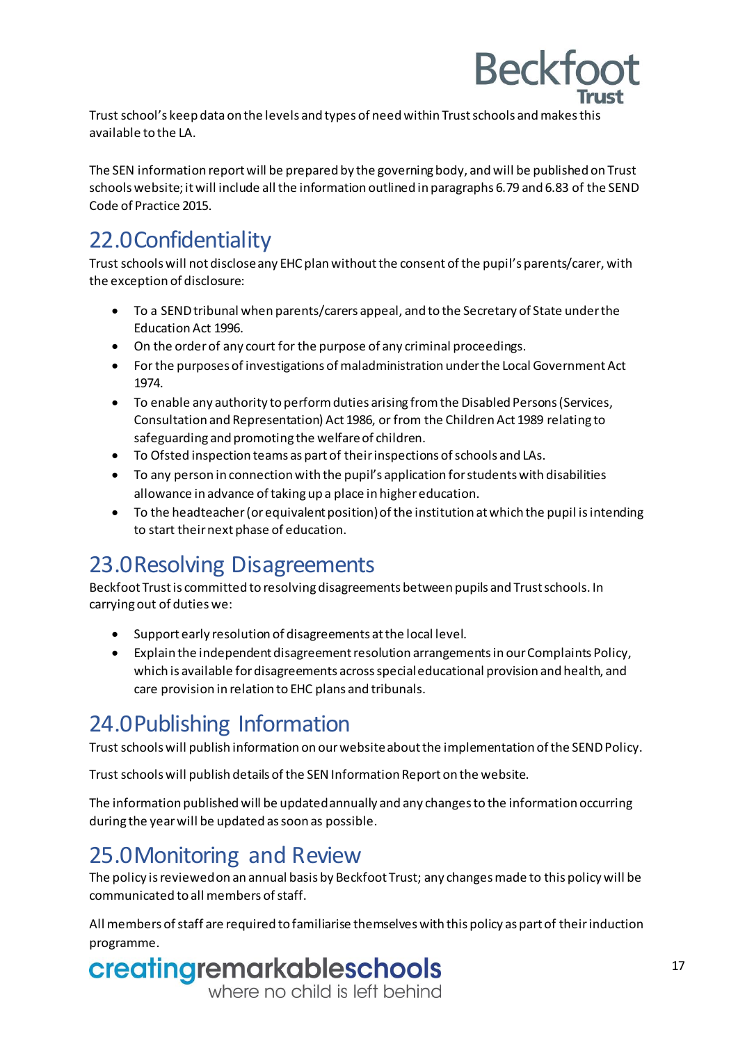Trust school's keep data on the levels and types of need within Trust schools and makes this available to the LA.

The SEN information report will be prepared by the governing body, and will be published on Trust schools website; it will include all the information outlined in paragraphs 6.79 and 6.83 of the SEND Code of Practice 2015.

## 22.0 Confidentiality

Trust schools will not disclose any EHC plan without the consent of the pupil's parents/carer, with the exception of disclosure:

- To a SEND tribunal when parents/carers appeal, and to the Secretary of State under the Education Act 1996.
- On the order of any court for the purpose of any criminal proceedings.
- For the purposes of investigations of maladministration under the Local Government Act 1974.
- To enable any authority to perform duties arising from the Disabled Persons (Services, Consultation and Representation) Act 1986, or from the Children Act 1989 relating to safeguarding and promoting the welfare of children.
- To Ofsted inspection teams as part of their inspections of schools and LAs.
- To any person in connection with the pupil's application for students with disabilities allowance in advance of taking up a place in higher education.
- To the headteacher (or equivalent position) of the institution at which the pupil is intending to start their next phase of education.

## 23.0 Resolving Disagreements

Beckfoot Trust is committed to resolving disagreements between pupils and Trust schools. In carrying out of duties we:

- Support early resolution of disagreements at the local level.
- Explain the independent disagreement resolution arrangements in our Complaints Policy, which is available for disagreements across special educational provision and health, and care provision in relation to EHC plans and tribunals.

## 24.0 Publishing Information

Trust schools will publish information on our website about the implementation of the SEND Policy.

Trust schools will publish details of the SEN Information Report on the website.

The information published will be updated annually and any changes to the information occurring during the year will be updated as soon as possible.

## 25.0 Monitoring and Review

The policy is reviewed on an annual basis by Beckfoot Trust; any changes made to this policy will be communicated to all members of staff.

All members of staff are required to familiarise themselves with this policy as part of their induction programme.